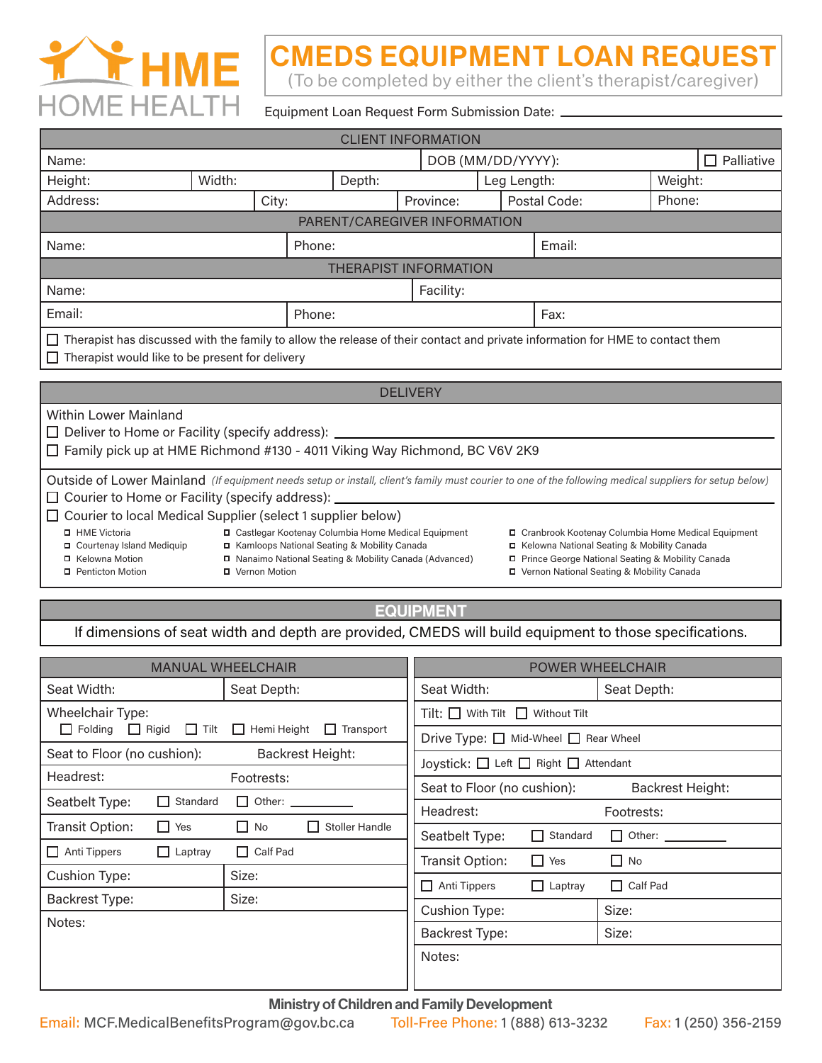HME HOME HEALTH

# CMEDS EQUIPMENT LOAN REQUEST

(To be completed by either the client's therapist/caregiver)

Equipment Loan Request Form Submission Date: ______________________

## CLIENT INFORMATION

| Name: | | | DOB (MM/DD/YYYY): | ☐ Palliative |
|---|---|---|---|---|
| Height: | Width: | Depth: | Leg Length: | Weight: |
| Address: | City: | Province: | Postal Code: | Phone: |

## PARENT/CAREGIVER INFORMATION

| Name: | Phone: | Email: |
|---|---|---|

## THERAPIST INFORMATION

| Name: | Facility: | |
|---|---|---|
| Email: | Phone: | Fax: |

☐ Therapist has discussed with the family to allow the release of their contact and private information for HME to contact them
☐ Therapist would like to be present for delivery

## DELIVERY

Within Lower Mainland
☐ Deliver to Home or Facility (specify address): ______________________
☐ Family pick up at HME Richmond #130 - 4011 Viking Way Richmond, BC V6V 2K9

Outside of Lower Mainland *(If equipment needs setup or install, client's family must courier to one of the following medical suppliers for setup below)*
☐ Courier to Home or Facility (specify address): ______________________
☐ Courier to local Medical Supplier (select 1 supplier below)

- ☐ HME Victoria
- ☐ Courtenay Island Mediquip
- ☐ Kelowna Motion
- ☐ Penticton Motion
- ☐ Castlegar Kootenay Columbia Home Medical Equipment
- ☐ Kamloops National Seating & Mobility Canada
- ☐ Nanaimo National Seating & Mobility Canada (Advanced)
- ☐ Vernon Motion
- ☐ Cranbrook Kootenay Columbia Home Medical Equipment
- ☐ Kelowna National Seating & Mobility Canada
- ☐ Prince George National Seating & Mobility Canada
- ☐ Vernon National Seating & Mobility Canada

## EQUIPMENT

If dimensions of seat width and depth are provided, CMEDS will build equipment to those specifications.

### MANUAL WHEELCHAIR

| Seat Width: | Seat Depth: |
|---|---|
| Wheelchair Type: ☐ Folding ☐ Rigid ☐ Tilt ☐ Hemi Height ☐ Transport | |
| Seat to Floor (no cushion): | Backrest Height: |
| Headrest: | Footrests: |
| Seatbelt Type: ☐ Standard ☐ Other: ________ | |
| Transit Option: ☐ Yes ☐ No ☐ Stoller Handle | |
| ☐ Anti Tippers ☐ Laptray ☐ Calf Pad | |
| Cushion Type: | Size: |
| Backrest Type: | Size: |
| Notes: | |

### POWER WHEELCHAIR

| Seat Width: | Seat Depth: |
|---|---|
| Tilt: ☐ With Tilt ☐ Without Tilt | |
| Drive Type: ☐ Mid-Wheel ☐ Rear Wheel | |
| Joystick: ☐ Left ☐ Right ☐ Attendant | |
| Seat to Floor (no cushion): | Backrest Height: |
| Headrest: | Footrests: |
| Seatbelt Type: ☐ Standard ☐ Other: ________ | |
| Transit Option: ☐ Yes ☐ No | |
| ☐ Anti Tippers ☐ Laptray ☐ Calf Pad | |
| Cushion Type: | Size: |
| Backrest Type: | Size: |
| Notes: | |

**Ministry of Children and Family Development**

Email: MCF.MedicalBenefitsProgram@gov.bc.ca Toll-Free Phone: 1 (888) 613-3232 Fax: 1 (250) 356-2159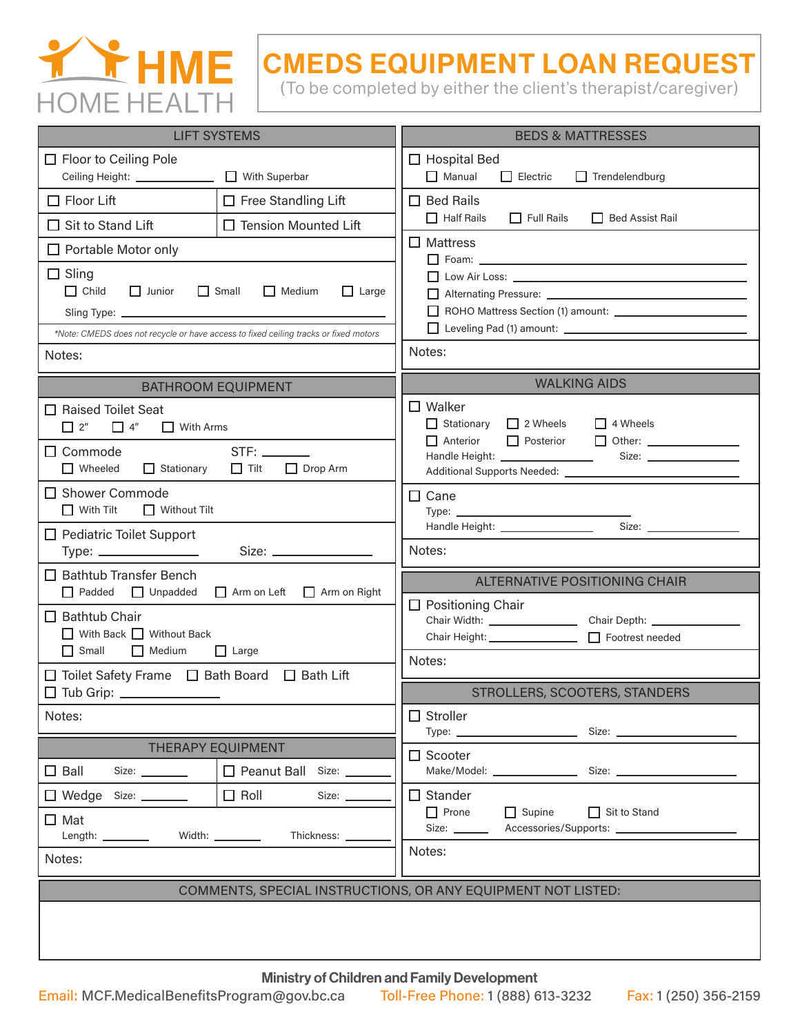HME HOME HEALTH

# CMEDS EQUIPMENT LOAN REQUEST

(To be completed by either the client's therapist/caregiver)

## LIFT SYSTEMS

☐ Floor to Ceiling Pole
Ceiling Height: ______ ☐ With Superbar

☐ Floor Lift ☐ Free Standling Lift

☐ Sit to Stand Lift ☐ Tension Mounted Lift

☐ Portable Motor only

☐ Sling
☐ Child ☐ Junior ☐ Small ☐ Medium ☐ Large
Sling Type: ______

*Note: CMEDS does not recycle or have access to fixed ceiling tracks or fixed motors*

Notes:

## BATHROOM EQUIPMENT

☐ Raised Toilet Seat
☐ 2″ ☐ 4″ ☐ With Arms

☐ Commode STF: ______
☐ Wheeled ☐ Stationary ☐ Tilt ☐ Drop Arm

☐ Shower Commode
☐ With Tilt ☐ Without Tilt

☐ Pediatric Toilet Support
Type: ______ Size: ______

☐ Bathtub Transfer Bench
☐ Padded ☐ Unpadded ☐ Arm on Left ☐ Arm on Right

☐ Bathtub Chair
☐ With Back ☐ Without Back
☐ Small ☐ Medium ☐ Large

☐ Toilet Safety Frame ☐ Bath Board ☐ Bath Lift
☐ Tub Grip: ______

Notes:

## THERAPY EQUIPMENT

☐ Ball Size: ______ ☐ Peanut Ball Size: ______

☐ Wedge Size: ______ ☐ Roll Size: ______

☐ Mat
Length: ______ Width: ______ Thickness: ______

Notes:

## BEDS & MATTRESSES

☐ Hospital Bed
☐ Manual ☐ Electric ☐ Trendelendburg

☐ Bed Rails
☐ Half Rails ☐ Full Rails ☐ Bed Assist Rail

☐ Mattress
☐ Foam: ______
☐ Low Air Loss: ______
☐ Alternating Pressure: ______
☐ ROHO Mattress Section (1) amount: ______
☐ Leveling Pad (1) amount: ______

Notes:

## WALKING AIDS

☐ Walker
☐ Stationary ☐ 2 Wheels ☐ 4 Wheels
☐ Anterior ☐ Posterior ☐ Other: ______
Handle Height: ______ Size: ______
Additional Supports Needed: ______

☐ Cane
Type: ______
Handle Height: ______ Size: ______

Notes:

## ALTERNATIVE POSITIONING CHAIR

☐ Positioning Chair
Chair Width: ______ Chair Depth: ______
Chair Height: ______ ☐ Footrest needed

Notes:

## STROLLERS, SCOOTERS, STANDERS

☐ Stroller
Type: ______ Size: ______

☐ Scooter
Make/Model: ______ Size: ______

☐ Stander
☐ Prone ☐ Supine ☐ Sit to Stand
Size: ______ Accessories/Supports: ______

Notes:

## COMMENTS, SPECIAL INSTRUCTIONS, OR ANY EQUIPMENT NOT LISTED:

**Ministry of Children and Family Development**

Email: MCF.MedicalBenefitsProgram@gov.bc.ca Toll-Free Phone: 1 (888) 613-3232 Fax: 1 (250) 356-2159